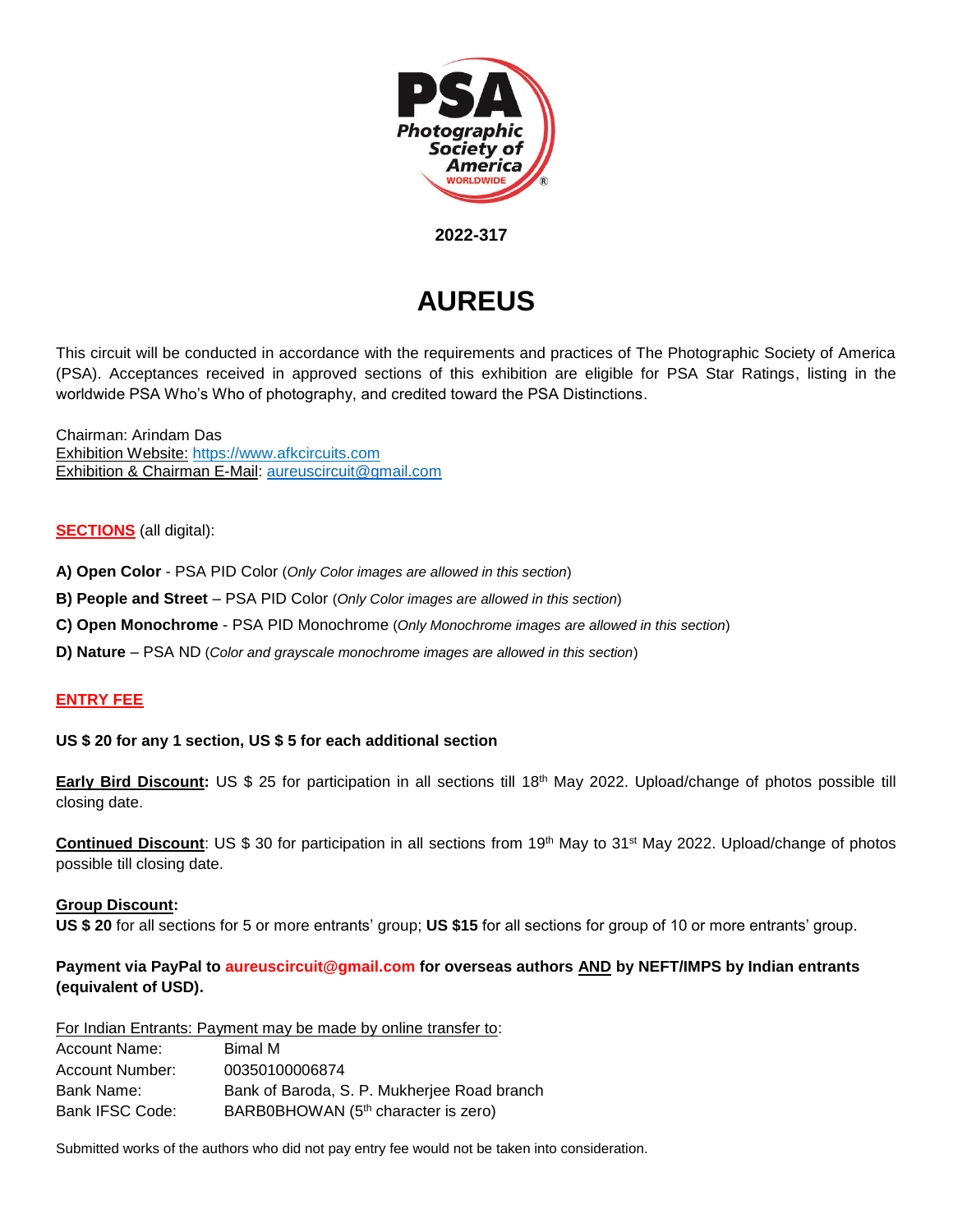**2022-317**

# AUREUS

This circuit will be conducted in accordance with the requirements and practices of The Photographic Society of America (PSA). Acceptances received in approved sections of this exhibition are eligible for PSA Star Ratings, listing in the worldwide PSA Who's Who of photography, and credited toward the PSA Distinctions.

Chairman: Arindam Das
Exhibition Website: https://www.afkcircuits.com
Exhibition & Chairman E-Mail: aureuscircuit@gmail.com

**SECTIONS** (all digital):

**A) Open Color** - PSA PID Color (*Only Color images are allowed in this section*)

**B) People and Street** – PSA PID Color (*Only Color images are allowed in this section*)

**C) Open Monochrome** - PSA PID Monochrome (*Only Monochrome images are allowed in this section*)

**D) Nature** – PSA ND (*Color and grayscale monochrome images are allowed in this section*)

**ENTRY FEE**

**US $ 20 for any 1 section, US $ 5 for each additional section**

**Early Bird Discount:** US $ 25 for participation in all sections till 18th May 2022. Upload/change of photos possible till closing date.

**Continued Discount**: US $ 30 for participation in all sections from 19th May to 31st May 2022. Upload/change of photos possible till closing date.

**Group Discount:**
**US $ 20** for all sections for 5 or more entrants' group; **US $15** for all sections for group of 10 or more entrants' group.

**Payment via PayPal to aureuscircuit@gmail.com for overseas authors AND by NEFT/IMPS by Indian entrants (equivalent of USD).**

For Indian Entrants: Payment may be made by online transfer to:

| | |
|---|---|
| Account Name: | Bimal M |
| Account Number: | 00350100006874 |
| Bank Name: | Bank of Baroda, S. P. Mukherjee Road branch |
| Bank IFSC Code: | BARB0BHOWAN (5th character is zero) |

Submitted works of the authors who did not pay entry fee would not be taken into consideration.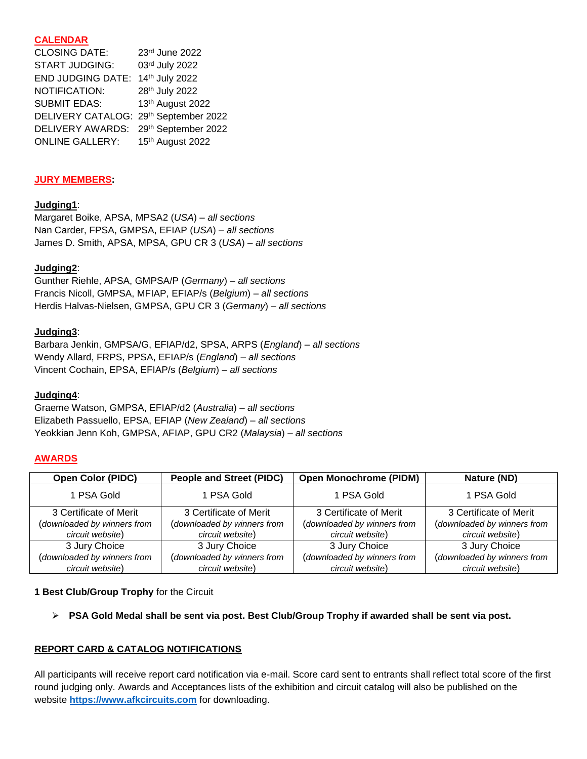## CALENDAR

CLOSING DATE: 23rd June 2022
START JUDGING: 03rd July 2022
END JUDGING DATE: 14th July 2022
NOTIFICATION: 28th July 2022
SUBMIT EDAS: 13th August 2022
DELIVERY CATALOG: 29th September 2022
DELIVERY AWARDS: 29th September 2022
ONLINE GALLERY: 15th August 2022

## JURY MEMBERS:

**Judging1**:
Margaret Boike, APSA, MPSA2 (*USA*) – *all sections*
Nan Carder, FPSA, GMPSA, EFIAP (*USA*) – *all sections*
James D. Smith, APSA, MPSA, GPU CR 3 (*USA*) – *all sections*

**Judging2**:
Gunther Riehle, APSA, GMPSA/P (*Germany*) – *all sections*
Francis Nicoll, GMPSA, MFIAP, EFIAP/s (*Belgium*) – *all sections*
Herdis Halvas-Nielsen, GMPSA, GPU CR 3 (*Germany*) – *all sections*

**Judging3**:
Barbara Jenkin, GMPSA/G, EFIAP/d2, SPSA, ARPS (*England*) – *all sections*
Wendy Allard, FRPS, PPSA, EFIAP/s (*England*) – *all sections*
Vincent Cochain, EPSA, EFIAP/s (*Belgium*) – *all sections*

**Judging4**:
Graeme Watson, GMPSA, EFIAP/d2 (*Australia*) – *all sections*
Elizabeth Passuello, EPSA, EFIAP (*New Zealand*) – *all sections*
Yeokkian Jenn Koh, GMPSA, AFIAP, GPU CR2 (*Malaysia*) – *all sections*

## AWARDS

| Open Color (PIDC) | People and Street (PIDC) | Open Monochrome (PIDM) | Nature (ND) |
|---|---|---|---|
| 1 PSA Gold | 1 PSA Gold | 1 PSA Gold | 1 PSA Gold |
| 3 Certificate of Merit (*downloaded by winners from circuit website*) | 3 Certificate of Merit (*downloaded by winners from circuit website*) | 3 Certificate of Merit (*downloaded by winners from circuit website*) | 3 Certificate of Merit (*downloaded by winners from circuit website*) |
| 3 Jury Choice (*downloaded by winners from circuit website*) | 3 Jury Choice (*downloaded by winners from circuit website*) | 3 Jury Choice (*downloaded by winners from circuit website*) | 3 Jury Choice (*downloaded by winners from circuit website*) |

**1 Best Club/Group Trophy** for the Circuit

- **PSA Gold Medal shall be sent via post. Best Club/Group Trophy if awarded shall be sent via post.**

## REPORT CARD & CATALOG NOTIFICATIONS

All participants will receive report card notification via e-mail. Score card sent to entrants shall reflect total score of the first round judging only. Awards and Acceptances lists of the exhibition and circuit catalog will also be published on the website **https://www.afkcircuits.com** for downloading.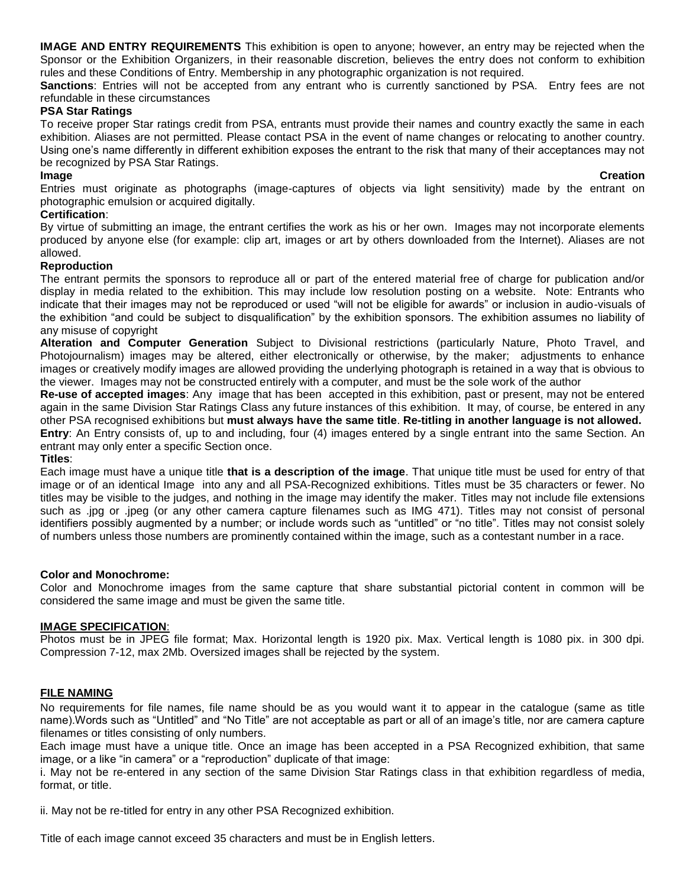**IMAGE AND ENTRY REQUIREMENTS** This exhibition is open to anyone; however, an entry may be rejected when the Sponsor or the Exhibition Organizers, in their reasonable discretion, believes the entry does not conform to exhibition rules and these Conditions of Entry. Membership in any photographic organization is not required.

**Sanctions**: Entries will not be accepted from any entrant who is currently sanctioned by PSA. Entry fees are not refundable in these circumstances

**PSA Star Ratings**

To receive proper Star ratings credit from PSA, entrants must provide their names and country exactly the same in each exhibition. Aliases are not permitted. Please contact PSA in the event of name changes or relocating to another country. Using one's name differently in different exhibition exposes the entrant to the risk that many of their acceptances may not be recognized by PSA Star Ratings.

**Image Creation**

Entries must originate as photographs (image-captures of objects via light sensitivity) made by the entrant on photographic emulsion or acquired digitally.

**Certification**:

By virtue of submitting an image, the entrant certifies the work as his or her own. Images may not incorporate elements produced by anyone else (for example: clip art, images or art by others downloaded from the Internet). Aliases are not allowed.

**Reproduction**

The entrant permits the sponsors to reproduce all or part of the entered material free of charge for publication and/or display in media related to the exhibition. This may include low resolution posting on a website. Note: Entrants who indicate that their images may not be reproduced or used "will not be eligible for awards" or inclusion in audio-visuals of the exhibition "and could be subject to disqualification" by the exhibition sponsors. The exhibition assumes no liability of any misuse of copyright

**Alteration and Computer Generation** Subject to Divisional restrictions (particularly Nature, Photo Travel, and Photojournalism) images may be altered, either electronically or otherwise, by the maker; adjustments to enhance images or creatively modify images are allowed providing the underlying photograph is retained in a way that is obvious to the viewer. Images may not be constructed entirely with a computer, and must be the sole work of the author

**Re-use of accepted images**: Any image that has been accepted in this exhibition, past or present, may not be entered again in the same Division Star Ratings Class any future instances of this exhibition. It may, of course, be entered in any other PSA recognised exhibitions but **must always have the same title**. **Re-titling in another language is not allowed.**

**Entry**: An Entry consists of, up to and including, four (4) images entered by a single entrant into the same Section. An entrant may only enter a specific Section once.

**Titles**:

Each image must have a unique title **that is a description of the image**. That unique title must be used for entry of that image or of an identical Image into any and all PSA-Recognized exhibitions. Titles must be 35 characters or fewer. No titles may be visible to the judges, and nothing in the image may identify the maker. Titles may not include file extensions such as .jpg or .jpeg (or any other camera capture filenames such as IMG 471). Titles may not consist of personal identifiers possibly augmented by a number; or include words such as "untitled" or "no title". Titles may not consist solely of numbers unless those numbers are prominently contained within the image, such as a contestant number in a race.

**Color and Monochrome:**

Color and Monochrome images from the same capture that share substantial pictorial content in common will be considered the same image and must be given the same title.

**IMAGE SPECIFICATION**:

Photos must be in JPEG file format; Max. Horizontal length is 1920 pix. Max. Vertical length is 1080 pix. in 300 dpi. Compression 7-12, max 2Mb. Oversized images shall be rejected by the system.

**FILE NAMING**

No requirements for file names, file name should be as you would want it to appear in the catalogue (same as title name).Words such as "Untitled" and "No Title" are not acceptable as part or all of an image's title, nor are camera capture filenames or titles consisting of only numbers.

Each image must have a unique title. Once an image has been accepted in a PSA Recognized exhibition, that same image, or a like "in camera" or a "reproduction" duplicate of that image:

i. May not be re-entered in any section of the same Division Star Ratings class in that exhibition regardless of media, format, or title.

ii. May not be re-titled for entry in any other PSA Recognized exhibition.

Title of each image cannot exceed 35 characters and must be in English letters.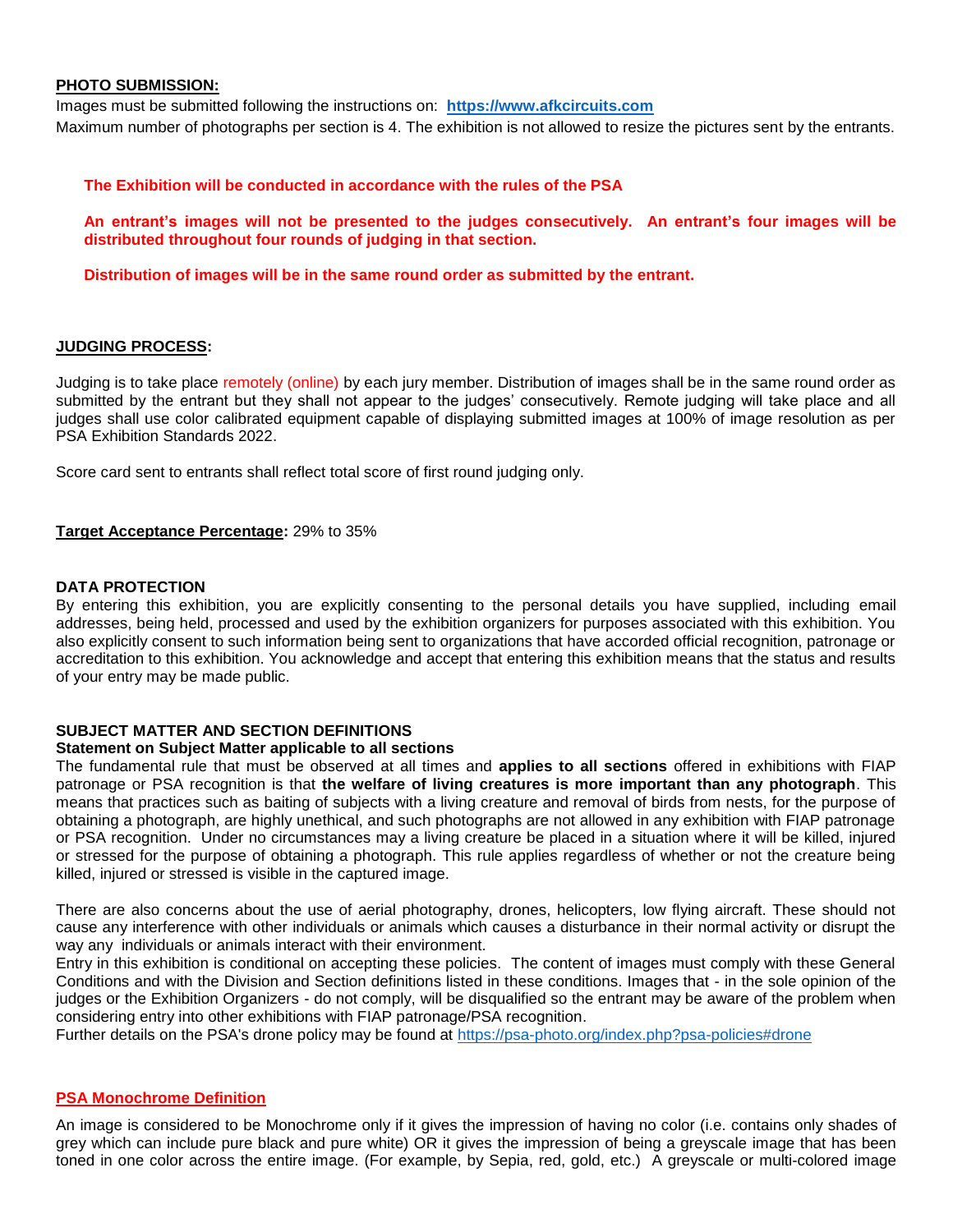**PHOTO SUBMISSION:**

Images must be submitted following the instructions on: **https://www.afkcircuits.com**

Maximum number of photographs per section is 4. The exhibition is not allowed to resize the pictures sent by the entrants.

**The Exhibition will be conducted in accordance with the rules of the PSA**

**An entrant's images will not be presented to the judges consecutively. An entrant's four images will be distributed throughout four rounds of judging in that section.**

**Distribution of images will be in the same round order as submitted by the entrant.**

**JUDGING PROCESS:**

Judging is to take place remotely (online) by each jury member. Distribution of images shall be in the same round order as submitted by the entrant but they shall not appear to the judges' consecutively. Remote judging will take place and all judges shall use color calibrated equipment capable of displaying submitted images at 100% of image resolution as per PSA Exhibition Standards 2022.

Score card sent to entrants shall reflect total score of first round judging only.

**Target Acceptance Percentage:** 29% to 35%

**DATA PROTECTION**

By entering this exhibition, you are explicitly consenting to the personal details you have supplied, including email addresses, being held, processed and used by the exhibition organizers for purposes associated with this exhibition. You also explicitly consent to such information being sent to organizations that have accorded official recognition, patronage or accreditation to this exhibition. You acknowledge and accept that entering this exhibition means that the status and results of your entry may be made public.

**SUBJECT MATTER AND SECTION DEFINITIONS**

**Statement on Subject Matter applicable to all sections**

The fundamental rule that must be observed at all times and **applies to all sections** offered in exhibitions with FIAP patronage or PSA recognition is that **the welfare of living creatures is more important than any photograph**. This means that practices such as baiting of subjects with a living creature and removal of birds from nests, for the purpose of obtaining a photograph, are highly unethical, and such photographs are not allowed in any exhibition with FIAP patronage or PSA recognition. Under no circumstances may a living creature be placed in a situation where it will be killed, injured or stressed for the purpose of obtaining a photograph. This rule applies regardless of whether or not the creature being killed, injured or stressed is visible in the captured image.

There are also concerns about the use of aerial photography, drones, helicopters, low flying aircraft. These should not cause any interference with other individuals or animals which causes a disturbance in their normal activity or disrupt the way any individuals or animals interact with their environment.

Entry in this exhibition is conditional on accepting these policies. The content of images must comply with these General Conditions and with the Division and Section definitions listed in these conditions. Images that - in the sole opinion of the judges or the Exhibition Organizers - do not comply, will be disqualified so the entrant may be aware of the problem when considering entry into other exhibitions with FIAP patronage/PSA recognition.

Further details on the PSA's drone policy may be found at https://psa-photo.org/index.php?psa-policies#drone

**PSA Monochrome Definition**

An image is considered to be Monochrome only if it gives the impression of having no color (i.e. contains only shades of grey which can include pure black and pure white) OR it gives the impression of being a greyscale image that has been toned in one color across the entire image. (For example, by Sepia, red, gold, etc.) A greyscale or multi-colored image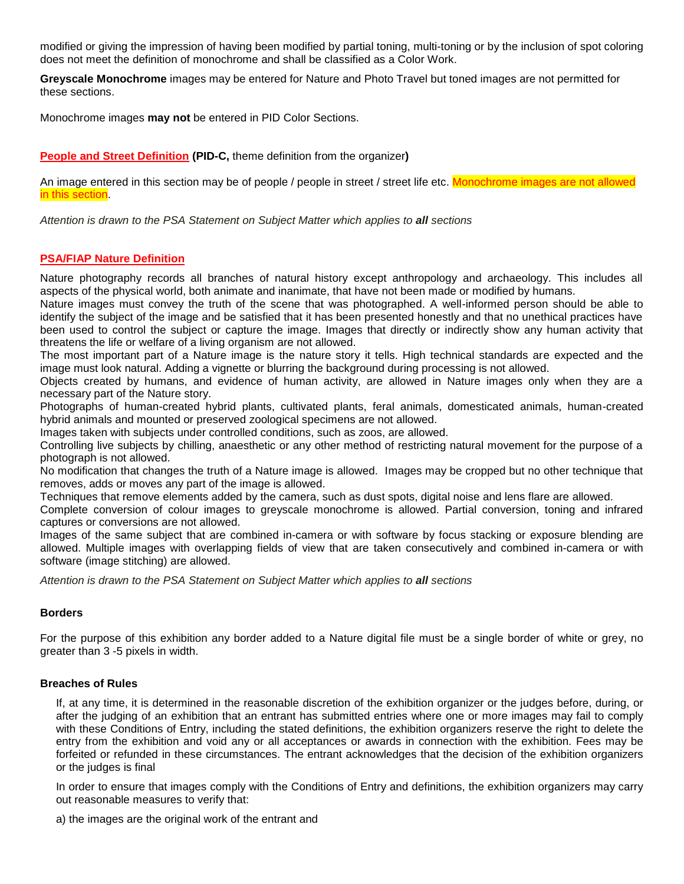modified or giving the impression of having been modified by partial toning, multi-toning or by the inclusion of spot coloring does not meet the definition of monochrome and shall be classified as a Color Work.

**Greyscale Monochrome** images may be entered for Nature and Photo Travel but toned images are not permitted for these sections.

Monochrome images **may not** be entered in PID Color Sections.

**People and Street Definition (PID-C,** theme definition from the organizer**)**

An image entered in this section may be of people / people in street / street life etc. Monochrome images are not allowed in this section.

*Attention is drawn to the PSA Statement on Subject Matter which applies to **all** sections*

**PSA/FIAP Nature Definition**

Nature photography records all branches of natural history except anthropology and archaeology. This includes all aspects of the physical world, both animate and inanimate, that have not been made or modified by humans.
Nature images must convey the truth of the scene that was photographed. A well-informed person should be able to identify the subject of the image and be satisfied that it has been presented honestly and that no unethical practices have been used to control the subject or capture the image. Images that directly or indirectly show any human activity that threatens the life or welfare of a living organism are not allowed.
The most important part of a Nature image is the nature story it tells. High technical standards are expected and the image must look natural. Adding a vignette or blurring the background during processing is not allowed.
Objects created by humans, and evidence of human activity, are allowed in Nature images only when they are a necessary part of the Nature story.
Photographs of human-created hybrid plants, cultivated plants, feral animals, domesticated animals, human-created hybrid animals and mounted or preserved zoological specimens are not allowed.
Images taken with subjects under controlled conditions, such as zoos, are allowed.
Controlling live subjects by chilling, anaesthetic or any other method of restricting natural movement for the purpose of a photograph is not allowed.
No modification that changes the truth of a Nature image is allowed. Images may be cropped but no other technique that removes, adds or moves any part of the image is allowed.
Techniques that remove elements added by the camera, such as dust spots, digital noise and lens flare are allowed.
Complete conversion of colour images to greyscale monochrome is allowed. Partial conversion, toning and infrared captures or conversions are not allowed.
Images of the same subject that are combined in-camera or with software by focus stacking or exposure blending are allowed. Multiple images with overlapping fields of view that are taken consecutively and combined in-camera or with software (image stitching) are allowed.

*Attention is drawn to the PSA Statement on Subject Matter which applies to **all** sections*

**Borders**

For the purpose of this exhibition any border added to a Nature digital file must be a single border of white or grey, no greater than 3 -5 pixels in width.

**Breaches of Rules**

If, at any time, it is determined in the reasonable discretion of the exhibition organizer or the judges before, during, or after the judging of an exhibition that an entrant has submitted entries where one or more images may fail to comply with these Conditions of Entry, including the stated definitions, the exhibition organizers reserve the right to delete the entry from the exhibition and void any or all acceptances or awards in connection with the exhibition. Fees may be forfeited or refunded in these circumstances. The entrant acknowledges that the decision of the exhibition organizers or the judges is final

In order to ensure that images comply with the Conditions of Entry and definitions, the exhibition organizers may carry out reasonable measures to verify that:

a) the images are the original work of the entrant and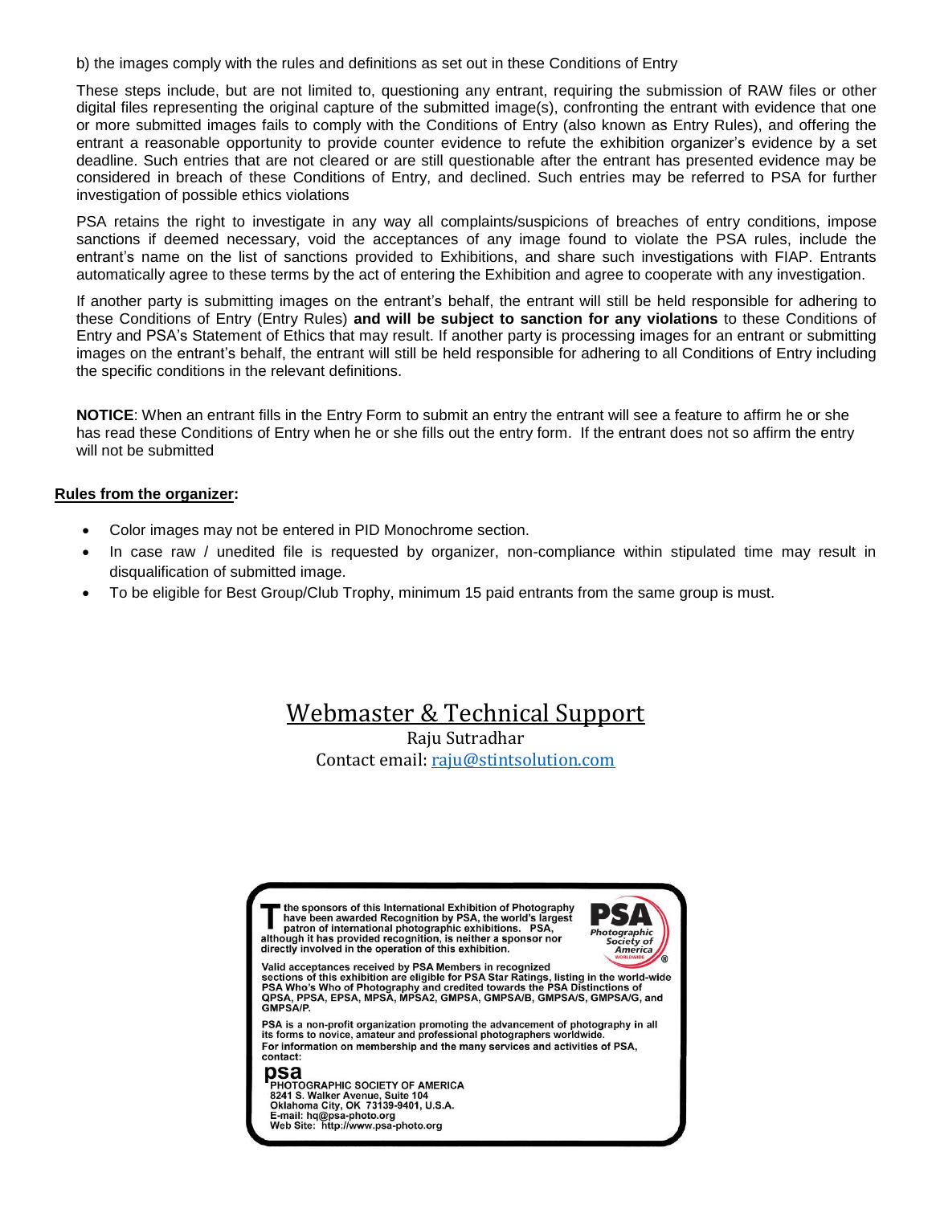b) the images comply with the rules and definitions as set out in these Conditions of Entry

These steps include, but are not limited to, questioning any entrant, requiring the submission of RAW files or other digital files representing the original capture of the submitted image(s), confronting the entrant with evidence that one or more submitted images fails to comply with the Conditions of Entry (also known as Entry Rules), and offering the entrant a reasonable opportunity to provide counter evidence to refute the exhibition organizer's evidence by a set deadline. Such entries that are not cleared or are still questionable after the entrant has presented evidence may be considered in breach of these Conditions of Entry, and declined. Such entries may be referred to PSA for further investigation of possible ethics violations

PSA retains the right to investigate in any way all complaints/suspicions of breaches of entry conditions, impose sanctions if deemed necessary, void the acceptances of any image found to violate the PSA rules, include the entrant's name on the list of sanctions provided to Exhibitions, and share such investigations with FIAP. Entrants automatically agree to these terms by the act of entering the Exhibition and agree to cooperate with any investigation.

If another party is submitting images on the entrant's behalf, the entrant will still be held responsible for adhering to these Conditions of Entry (Entry Rules) **and will be subject to sanction for any violations** to these Conditions of Entry and PSA's Statement of Ethics that may result. If another party is processing images for an entrant or submitting images on the entrant's behalf, the entrant will still be held responsible for adhering to all Conditions of Entry including the specific conditions in the relevant definitions.

**NOTICE**: When an entrant fills in the Entry Form to submit an entry the entrant will see a feature to affirm he or she has read these Conditions of Entry when he or she fills out the entry form. If the entrant does not so affirm the entry will not be submitted

**Rules from the organizer:**

- Color images may not be entered in PID Monochrome section.
- In case raw / unedited file is requested by organizer, non-compliance within stipulated time may result in disqualification of submitted image.
- To be eligible for Best Group/Club Trophy, minimum 15 paid entrants from the same group is must.

## Webmaster & Technical Support

Raju Sutradhar

Contact email: raju@stintsolution.com

The sponsors of this International Exhibition of Photography have been awarded Recognition by PSA, the world's largest patron of international photographic exhibitions. PSA, although it has provided recognition, is neither a sponsor nor directly involved in the operation of this exhibition.

PSA Photographic Society of America WORLDWIDE ®

Valid acceptances received by PSA Members in recognized sections of this exhibition are eligible for PSA Star Ratings, listing in the world-wide PSA Who's Who of Photography and credited towards the PSA Distinctions of QPSA, PPSA, EPSA, MPSA, MPSA2, GMPSA, GMPSA/B, GMPSA/S, GMPSA/G, and GMPSA/P.

PSA is a non-profit organization promoting the advancement of photography in all its forms to novice, amateur and professional photographers worldwide.
For information on membership and the many services and activities of PSA, contact:

psa
PHOTOGRAPHIC SOCIETY OF AMERICA
8241 S. Walker Avenue, Suite 104
Oklahoma City, OK 73139-9401, U.S.A.
E-mail: hq@psa-photo.org
Web Site: http://www.psa-photo.org